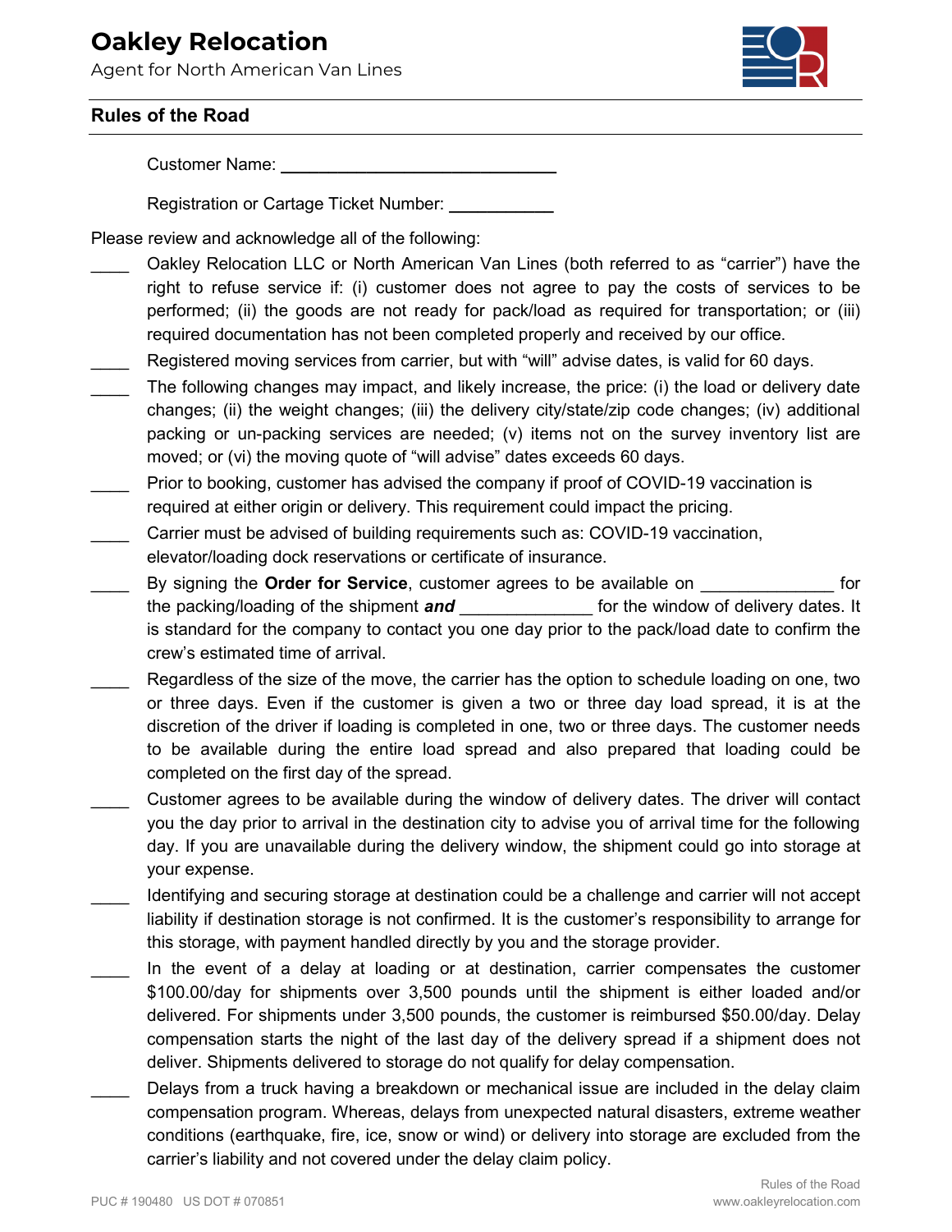# Oakley Relocation

Agent for North American Van Lines

## Rules of the Road

Customer Name: ______________________________

Registration or Cartage Ticket Number: ___________

Please review and acknowledge all of the following:

____ Oakley Relocation LLC or North American Van Lines (both referred to as "carrier") have the right to refuse service if: (i) customer does not agree to pay the costs of services to be performed; (ii) the goods are not ready for pack/load as required for transportation; or (iii) required documentation has not been completed properly and received by our office.

____ Registered moving services from carrier, but with "will" advise dates, is valid for 60 days.

____ The following changes may impact, and likely increase, the price: (i) the load or delivery date changes; (ii) the weight changes; (iii) the delivery city/state/zip code changes; (iv) additional packing or un-packing services are needed; (v) items not on the survey inventory list are moved; or (vi) the moving quote of "will advise" dates exceeds 60 days.

____ Prior to booking, customer has advised the company if proof of COVID-19 vaccination is required at either origin or delivery. This requirement could impact the pricing.

____ Carrier must be advised of building requirements such as: COVID-19 vaccination, elevator/loading dock reservations or certificate of insurance.

____ By signing the **Order for Service**, customer agrees to be available on ______________ for the packing/loading of the shipment ***and*** ______________ for the window of delivery dates. It is standard for the company to contact you one day prior to the pack/load date to confirm the crew's estimated time of arrival.

____ Regardless of the size of the move, the carrier has the option to schedule loading on one, two or three days. Even if the customer is given a two or three day load spread, it is at the discretion of the driver if loading is completed in one, two or three days. The customer needs to be available during the entire load spread and also prepared that loading could be completed on the first day of the spread.

____ Customer agrees to be available during the window of delivery dates. The driver will contact you the day prior to arrival in the destination city to advise you of arrival time for the following day. If you are unavailable during the delivery window, the shipment could go into storage at your expense.

____ Identifying and securing storage at destination could be a challenge and carrier will not accept liability if destination storage is not confirmed. It is the customer's responsibility to arrange for this storage, with payment handled directly by you and the storage provider.

____ In the event of a delay at loading or at destination, carrier compensates the customer $100.00/day for shipments over 3,500 pounds until the shipment is either loaded and/or delivered. For shipments under 3,500 pounds, the customer is reimbursed $50.00/day. Delay compensation starts the night of the last day of the delivery spread if a shipment does not deliver. Shipments delivered to storage do not qualify for delay compensation.

____ Delays from a truck having a breakdown or mechanical issue are included in the delay claim compensation program. Whereas, delays from unexpected natural disasters, extreme weather conditions (earthquake, fire, ice, snow or wind) or delivery into storage are excluded from the carrier's liability and not covered under the delay claim policy.

PUC # 190480 US DOT # 070851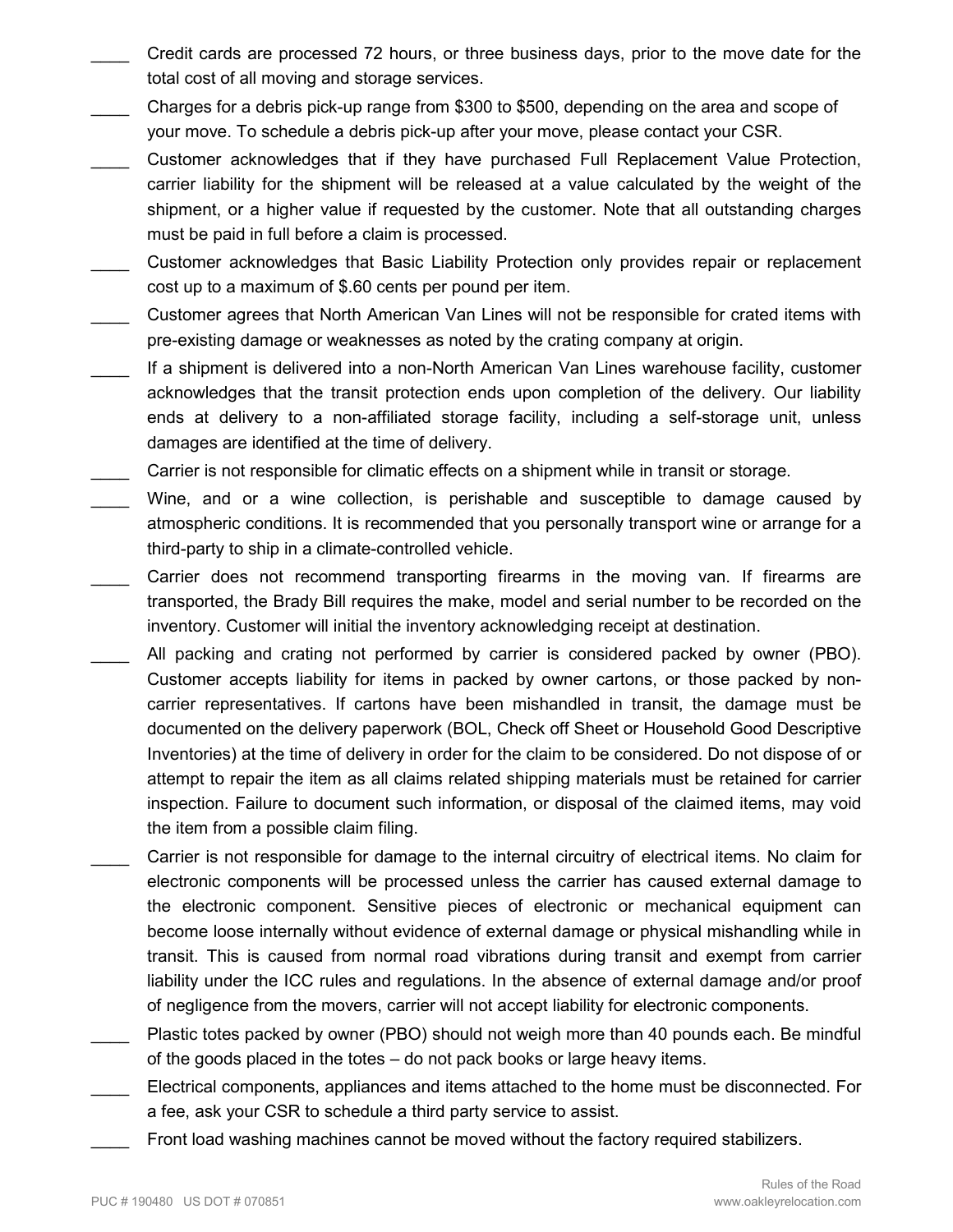____ Credit cards are processed 72 hours, or three business days, prior to the move date for the total cost of all moving and storage services.

____ Charges for a debris pick-up range from $300 to $500, depending on the area and scope of your move. To schedule a debris pick-up after your move, please contact your CSR.

____ Customer acknowledges that if they have purchased Full Replacement Value Protection, carrier liability for the shipment will be released at a value calculated by the weight of the shipment, or a higher value if requested by the customer. Note that all outstanding charges must be paid in full before a claim is processed.

____ Customer acknowledges that Basic Liability Protection only provides repair or replacement cost up to a maximum of $.60 cents per pound per item.

____ Customer agrees that North American Van Lines will not be responsible for crated items with pre-existing damage or weaknesses as noted by the crating company at origin.

____ If a shipment is delivered into a non-North American Van Lines warehouse facility, customer acknowledges that the transit protection ends upon completion of the delivery. Our liability ends at delivery to a non-affiliated storage facility, including a self-storage unit, unless damages are identified at the time of delivery.

____ Carrier is not responsible for climatic effects on a shipment while in transit or storage.

____ Wine, and or a wine collection, is perishable and susceptible to damage caused by atmospheric conditions. It is recommended that you personally transport wine or arrange for a third-party to ship in a climate-controlled vehicle.

____ Carrier does not recommend transporting firearms in the moving van. If firearms are transported, the Brady Bill requires the make, model and serial number to be recorded on the inventory. Customer will initial the inventory acknowledging receipt at destination.

____ All packing and crating not performed by carrier is considered packed by owner (PBO). Customer accepts liability for items in packed by owner cartons, or those packed by non-carrier representatives. If cartons have been mishandled in transit, the damage must be documented on the delivery paperwork (BOL, Check off Sheet or Household Good Descriptive Inventories) at the time of delivery in order for the claim to be considered. Do not dispose of or attempt to repair the item as all claims related shipping materials must be retained for carrier inspection. Failure to document such information, or disposal of the claimed items, may void the item from a possible claim filing.

____ Carrier is not responsible for damage to the internal circuitry of electrical items. No claim for electronic components will be processed unless the carrier has caused external damage to the electronic component. Sensitive pieces of electronic or mechanical equipment can become loose internally without evidence of external damage or physical mishandling while in transit. This is caused from normal road vibrations during transit and exempt from carrier liability under the ICC rules and regulations. In the absence of external damage and/or proof of negligence from the movers, carrier will not accept liability for electronic components.

____ Plastic totes packed by owner (PBO) should not weigh more than 40 pounds each. Be mindful of the goods placed in the totes – do not pack books or large heavy items.

____ Electrical components, appliances and items attached to the home must be disconnected. For a fee, ask your CSR to schedule a third party service to assist.

____ Front load washing machines cannot be moved without the factory required stabilizers.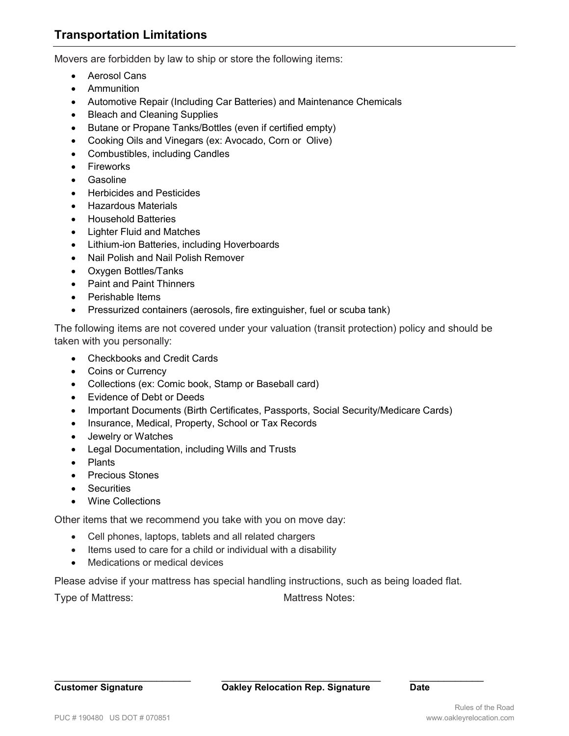## Transportation Limitations

Movers are forbidden by law to ship or store the following items:

- Aerosol Cans
- Ammunition
- Automotive Repair (Including Car Batteries) and Maintenance Chemicals
- Bleach and Cleaning Supplies
- Butane or Propane Tanks/Bottles (even if certified empty)
- Cooking Oils and Vinegars (ex: Avocado, Corn or Olive)
- Combustibles, including Candles
- Fireworks
- Gasoline
- Herbicides and Pesticides
- Hazardous Materials
- Household Batteries
- Lighter Fluid and Matches
- Lithium-ion Batteries, including Hoverboards
- Nail Polish and Nail Polish Remover
- Oxygen Bottles/Tanks
- Paint and Paint Thinners
- Perishable Items
- Pressurized containers (aerosols, fire extinguisher, fuel or scuba tank)

The following items are not covered under your valuation (transit protection) policy and should be taken with you personally:

- Checkbooks and Credit Cards
- Coins or Currency
- Collections (ex: Comic book, Stamp or Baseball card)
- Evidence of Debt or Deeds
- Important Documents (Birth Certificates, Passports, Social Security/Medicare Cards)
- Insurance, Medical, Property, School or Tax Records
- Jewelry or Watches
- Legal Documentation, including Wills and Trusts
- Plants
- Precious Stones
- Securities
- Wine Collections

Other items that we recommend you take with you on move day:

- Cell phones, laptops, tablets and all related chargers
- Items used to care for a child or individual with a disability
- Medications or medical devices

Please advise if your mattress has special handling instructions, such as being loaded flat.

Type of Mattress: Mattress Notes:

**Customer Signature** **Oakley Relocation Rep. Signature** **Date**

PUC # 190480 US DOT # 070851